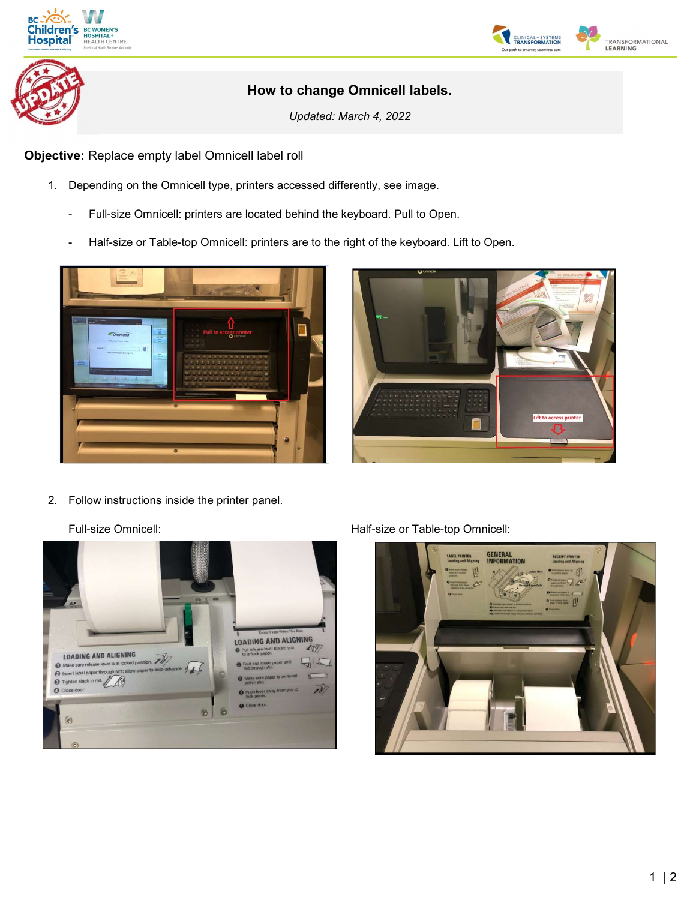# How to change Omnicell labels.

*Updated: March 4, 2022*

**Objective:** Replace empty label Omnicell label roll

1. Depending on the Omnicell type, printers accessed differently, see image.
   - Full-size Omnicell: printers are located behind the keyboard. Pull to Open.
   - Half-size or Table-top Omnicell: printers are to the right of the keyboard. Lift to Open.

2. Follow instructions inside the printer panel.

Full-size Omnicell:

Half-size or Table-top Omnicell: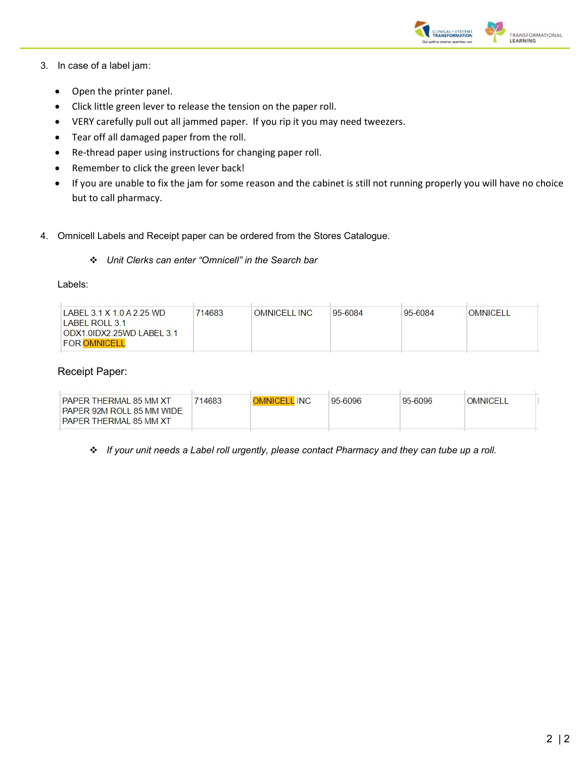3. In case of a label jam:

- Open the printer panel.
- Click little green lever to release the tension on the paper roll.
- VERY carefully pull out all jammed paper. If you rip it you may need tweezers.
- Tear off all damaged paper from the roll.
- Re-thread paper using instructions for changing paper roll.
- Remember to click the green lever back!
- If you are unable to fix the jam for some reason and the cabinet is still not running properly you will have no choice but to call pharmacy.

4. Omnicell Labels and Receipt paper can be ordered from the Stores Catalogue.

❖ *Unit Clerks can enter "Omnicell" in the Search bar*

Labels:

| | | | | | |
|---|---|---|---|---|---|
| LABEL 3.1 X 1.0 A 2.25 WD LABEL ROLL 3.1 ODX1.0IDX2.25WD LABEL 3.1 FOR OMNICELL | 714683 | OMNICELL INC | 95-6084 | 95-6084 | OMNICELL |

Receipt Paper:

| | | | | | |
|---|---|---|---|---|---|
| PAPER THERMAL 85 MM XT PAPER 92M ROLL 85 MM WIDE PAPER THERMAL 85 MM XT | 714683 | OMNICELL INC | 95-6096 | 95-6096 | OMNICELL |

❖ *If your unit needs a Label roll urgently, please contact Pharmacy and they can tube up a roll.*